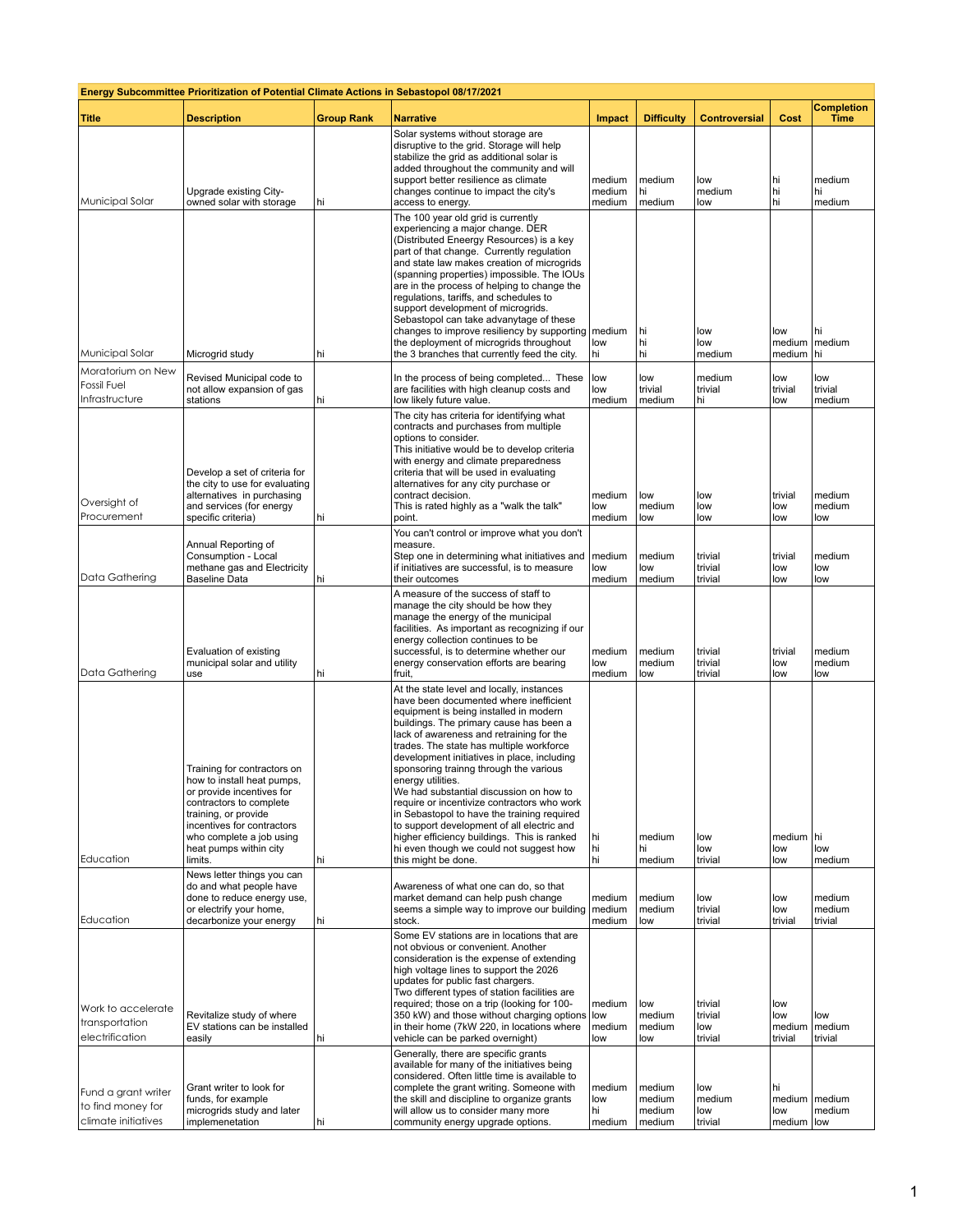**Energy Subcommittee Prioritization of Potential Climate Actions in Sebastopol 08/17/2021**

| Title | Description | Group Rank | Narrative | Impact | Difficulty | Controversial | Cost | Completion Time |
|---|---|---|---|---|---|---|---|---|
| Municipal Solar | Upgrade existing City-owned solar with storage | hi | Solar systems without storage are disruptive to the grid. Storage will help stabilize the grid as additional solar is added throughout the community and will support better resilience as climate changes continue to impact the city's access to energy. | medium<br>medium<br>medium | medium<br>hi<br>medium | low<br>medium<br>low | hi<br>hi<br>hi | medium<br>hi<br>medium |
| Municipal Solar | Microgrid study | hi | The 100 year old grid is currently experiencing a major change. DER (Distributed Eneergy Resources) is a key part of that change. Currently regulation and state law makes creation of microgrids (spanning properties) impossible. The IOUs are in the process of helping to change the regulations, tariffs, and schedules to support development of microgrids. Sebastopol can take advanytage of these changes to improve resiliency by supporting the deployment of microgrids throughout the 3 branches that currently feed the city. | medium<br>low<br>hi | hi<br>hi<br>hi | low<br>low<br>medium | low<br>medium<br>medium | hi<br>medium<br>hi |
| Moratorium on New Fossil Fuel Infrastructure | Revised Municipal code to not allow expansion of gas stations | hi | In the process of being completed... These are facilities with high cleanup costs and low likely future value. | low<br>low<br>medium | low<br>trivial<br>medium | medium<br>trivial<br>hi | low<br>trivial<br>low | low<br>trivial<br>medium |
| Oversight of Procurement | Develop a set of criteria for the city to use for evaluating alternatives in purchasing and services (for energy specific criteria) | hi | The city has criteria for identifying what contracts and purchases from multiple options to consider.<br>This initiative would be to develop criteria with energy and climate preparedness criteria that will be used in evaluating alternatives for any city purchase or contract decision.<br>This is rated highly as a "walk the talk" point. | medium<br>low<br>medium | low<br>medium<br>low | low<br>low<br>low | trivial<br>low<br>low | medium<br>medium<br>low |
| Data Gathering | Annual Reporting of Consumption - Local methane gas and Electricity Baseline Data | hi | You can't control or improve what you don't measure.<br>Step one in determining what initiatives and if initiatives are successful, is to measure their outcomes | medium<br>low<br>medium | medium<br>low<br>medium | trivial<br>trivial<br>trivial | trivial<br>low<br>low | medium<br>low<br>low |
| Data Gathering | Evaluation of existing municipal solar and utility use | hi | A measure of the success of staff to manage the city should be how they manage the energy of the municipal facilities. As important as recognizing if our energy collection continues to be successful, is to determine whether our energy conservation efforts are bearing fruit, | medium<br>low<br>medium | medium<br>medium<br>low | trivial<br>trivial<br>trivial | trivial<br>low<br>low | medium<br>medium<br>low |
| Education | Training for contractors on how to install heat pumps, or provide incentives for contractors to complete training, or provide incentives for contractors who complete a job using heat pumps within city limits. | hi | At the state level and locally, instances have been documented where inefficient equipment is being installed in modern buildings. The primary cause has been a lack of awareness and retraining for the trades. The state has multiple workforce development initiatives in place, including sponsoring trainng through the various energy utilities.<br>We had substantial discussion on how to require or incentivize contractors who work in Sebastopol to have the training required to support development of all electric and higher efficiency buildings. This is ranked hi even though we could not suggest how this might be done. | hi<br>hi<br>hi | medium<br>hi<br>medium | low<br>low<br>trivial | medium<br>low<br>low | hi<br>low<br>medium |
| Education | News letter things you can do and what people have done to reduce energy use, or electrify your home, decarbonize your energy | hi | Awareness of what one can do, so that market demand can help push change seems a simple way to improve our building stock. | medium<br>medium<br>medium | medium<br>medium<br>low | low<br>trivial<br>trivial | low<br>low<br>trivial | medium<br>medium<br>trivial |
| Work to accelerate transportation electrification | Revitalize study of where EV stations can be installed easily | hi | Some EV stations are in locations that are not obvious or convenient. Another consideration is the expense of extending high voltage lines to support the 2026 updates for public fast chargers.<br>Two different types of station facilities are required; those on a trip (looking for 100-350 kW) and those without charging options in their home (7kW 220, in locations where vehicle can be parked overnight) | medium<br>low<br>medium<br>low | low<br>medium<br>medium<br>low | trivial<br>trivial<br>low<br>trivial | low<br>low<br>medium<br>trivial | low<br>medium<br>trivial |
| Fund a grant writer to find money for climate initiatives | Grant writer to look for funds, for example microgrids study and later implemenetation | hi | Generally, there are specific grants available for many of the initiatives being considered. Often little time is available to complete the grant writing. Someone with the skill and discipline to organize grants will allow us to consider many more community energy upgrade options. | medium<br>low<br>hi<br>medium | medium<br>medium<br>medium<br>medium | low<br>medium<br>low<br>trivial | hi<br>medium<br>low<br>medium | medium<br>medium<br>low |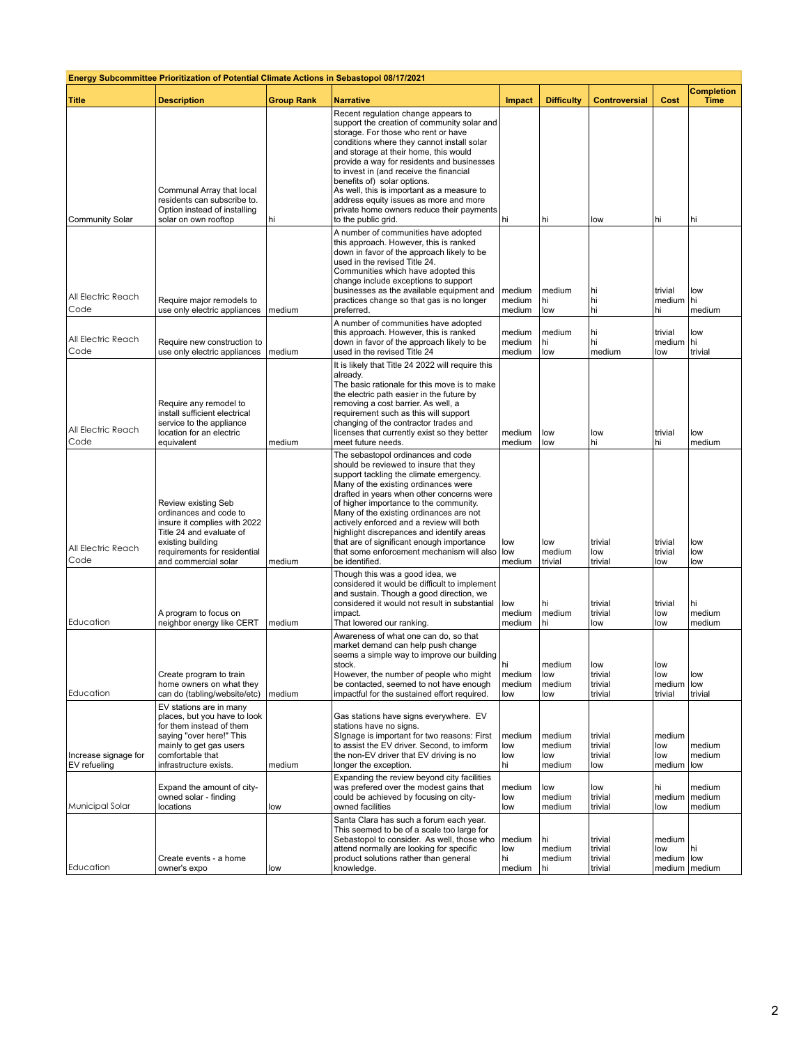| Energy Subcommittee Prioritization of Potential Climate Actions in Sebastopol 08/17/2021 | | | | | | | | |
|---|---|---|---|---|---|---|---|---|
| **Title** | **Description** | **Group Rank** | **Narrative** | **Impact** | **Difficulty** | **Controversial** | **Cost** | **Completion Time** |
| Community Solar | Communal Array that local residents can subscribe to. Option instead of installing solar on own rooftop | hi | Recent regulation change appears to support the creation of community solar and storage. For those who rent or have conditions where they cannot install solar and storage at their home, this would provide a way for residents and businesses to invest in (and receive the financial benefits of) solar options.<br>As well, this is important as a measure to address equity issues as more and more private home owners reduce their payments to the public grid. | hi | hi | low | hi | hi |
| All Electric Reach Code | Require major remodels to use only electric appliances | medium | A number of communities have adopted this approach. However, this is ranked down in favor of the approach likely to be used in the revised Title 24.<br>Communities which have adopted this change include exceptions to support businesses as the available equipment and practices change so that gas is no longer preferred. | medium<br>medium<br>medium | medium<br>hi<br>low | hi<br>hi<br>hi | trivial<br>medium<br>hi | low<br>hi<br>medium |
| All Electric Reach Code | Require new construction to use only electric appliances | medium | A number of communities have adopted this approach. However, this is ranked down in favor of the approach likely to be used in the revised Title 24 | medium<br>medium<br>medium | medium<br>hi<br>low | hi<br>hi<br>medium | trivial<br>medium<br>low | low<br>hi<br>trivial |
| All Electric Reach Code | Require any remodel to install sufficient electrical service to the appliance location for an electric equivalent | medium | It is likely that Title 24 2022 will require this already.<br>The basic rationale for this move is to make the electric path easier in the future by removing a cost barrier. As well, a requirement such as this will support changing of the contractor trades and licenses that currently exist so they better meet future needs. | medium<br>medium | low<br>low | low<br>hi | trivial<br>hi | low<br>medium |
| All Electric Reach Code | Review existing Seb ordinances and code to insure it complies with 2022 Title 24 and evaluate of existing building requirements for residential and commercial solar | medium | The sebastopol ordinances and code should be reviewed to insure that they support tackling the climate emergency. Many of the existing ordinances were drafted in years when other concerns were of higher importance to the community. Many of the existing ordinances are not actively enforced and a review will both highlight discrepances and identify areas that are of significant enough importance that some enforcement mechanism will also be identified. | low<br>low<br>medium | low<br>medium<br>trivial | trivial<br>low<br>trivial | trivial<br>trivial<br>low | low<br>low<br>low |
| Education | A program to focus on neighbor energy like CERT | medium | Though this was a good idea, we considered it would be difficult to implement and sustain. Though a good direction, we considered it would not result in substantial impact.<br>That lowered our ranking. | low<br>medium<br>medium | hi<br>medium<br>hi | trivial<br>trivial<br>low | trivial<br>low<br>low | hi<br>medium<br>medium |
| Education | Create program to train home owners on what they can do (tabling/website/etc) | medium | Awareness of what one can do, so that market demand can help push change seems a simple way to improve our building stock.<br>However, the number of people who might be contacted, seemed to not have enough impactful for the sustained effort required. | hi<br>medium<br>medium<br>low | medium<br>low<br>medium<br>low | low<br>trivial<br>trivial<br>trivial | low<br>low<br>medium<br>trivial | low<br>low<br>trivial |
| Increase signage for EV refueling | EV stations are in many places, but you have to look for them instead of them saying "over here!" This mainly to get gas users comfortable that infrastructure exists. | medium | Gas stations have signs everywhere. EV stations have no signs.<br>SIgnage is important for two reasons: First to assist the EV driver. Second, to imform the non-EV driver that EV driving is no longer the exception. | medium<br>low<br>low<br>hi | medium<br>medium<br>low<br>medium | trivial<br>trivial<br>trivial<br>low | medium<br>low<br>low<br>medium | medium<br>medium<br>low |
| Municipal Solar | Expand the amount of city-owned solar - finding locations | low | Expanding the review beyond city facilities was prefered over the modest gains that could be achieved by focusing on city-owned facilities | medium<br>low<br>low | low<br>medium<br>medium | low<br>trivial<br>trivial | hi<br>medium<br>low | medium<br>medium<br>medium |
| Education | Create events - a home owner's expo | low | Santa Clara has such a forum each year. This seemed to be of a scale too large for Sebastopol to consider. As well, those who attend normally are looking for specific product solutions rather than general knowledge. | medium<br>low<br>hi<br>medium | hi<br>medium<br>medium<br>hi | trivial<br>trivial<br>trivial<br>trivial | medium<br>low<br>medium<br>medium | hi<br>low<br>medium |